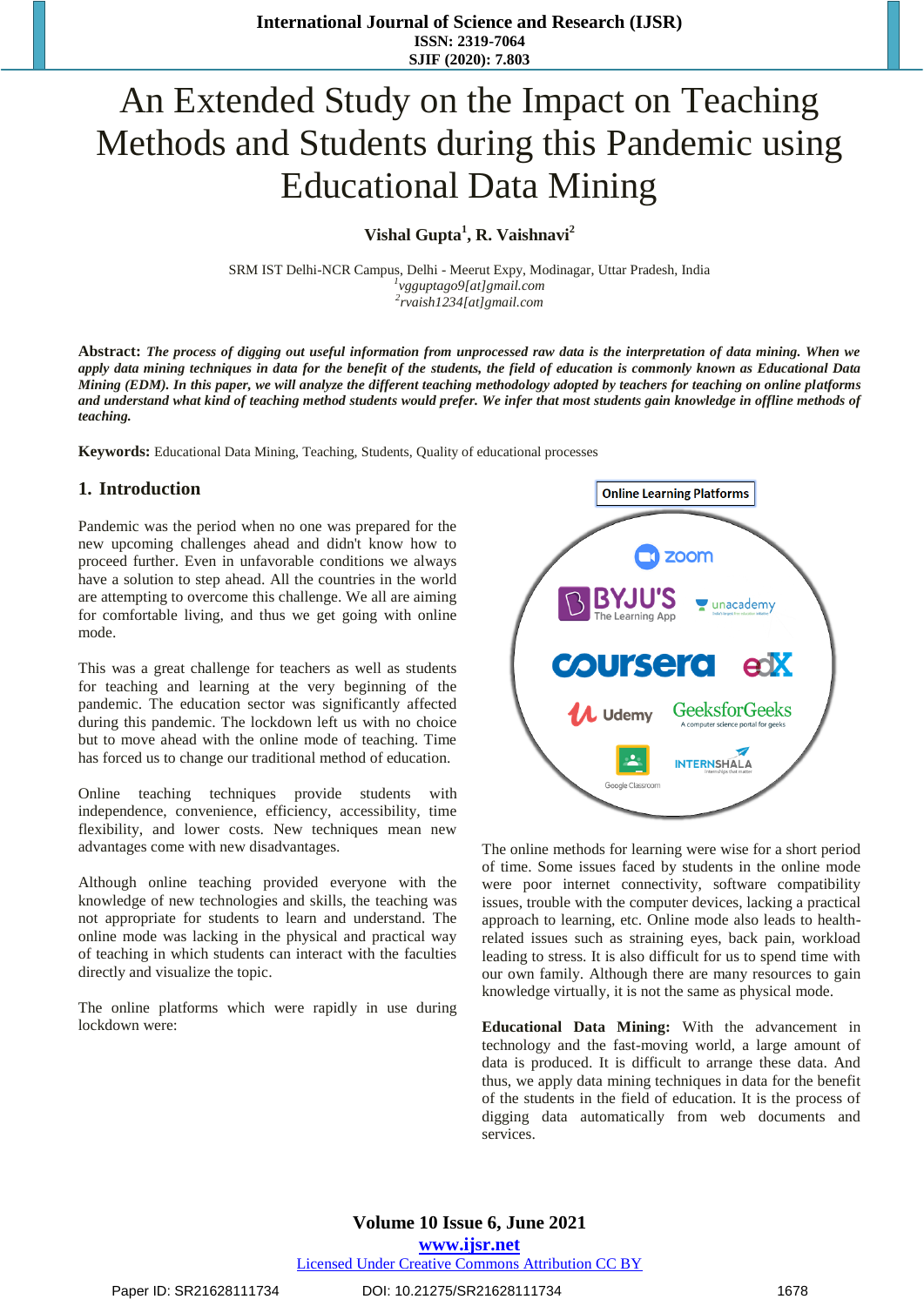# An Extended Study on the Impact on Teaching Methods and Students during this Pandemic using Educational Data Mining

**Vishal Gupta[1], R. Vaishnavi[2]**

SRM IST Delhi-NCR Campus, Delhi - Meerut Expy, Modinagar, Uttar Pradesh, India
[1]vgguptago9[at]gmail.com
[2]rvaish1234[at]gmail.com

**Abstract:** ***The process of digging out useful information from unprocessed raw data is the interpretation of data mining. When we apply data mining techniques in data for the benefit of the students, the field of education is commonly known as Educational Data Mining (EDM). In this paper, we will analyze the different teaching methodology adopted by teachers for teaching on online platforms and understand what kind of teaching method students would prefer. We infer that most students gain knowledge in offline methods of teaching.***

**Keywords:** Educational Data Mining, Teaching, Students, Quality of educational processes

## 1. Introduction

Pandemic was the period when no one was prepared for the new upcoming challenges ahead and didn't know how to proceed further. Even in unfavorable conditions we always have a solution to step ahead. All the countries in the world are attempting to overcome this challenge. We all are aiming for comfortable living, and thus we get going with online mode.

This was a great challenge for teachers as well as students for teaching and learning at the very beginning of the pandemic. The education sector was significantly affected during this pandemic. The lockdown left us with no choice but to move ahead with the online mode of teaching. Time has forced us to change our traditional method of education.

Online teaching techniques provide students with independence, convenience, efficiency, accessibility, time flexibility, and lower costs. New techniques mean new advantages come with new disadvantages.

Although online teaching provided everyone with the knowledge of new technologies and skills, the teaching was not appropriate for students to learn and understand. The online mode was lacking in the physical and practical way of teaching in which students can interact with the faculties directly and visualize the topic.

The online platforms which were rapidly in use during lockdown were:

**Online Learning Platforms**

The online methods for learning were wise for a short period of time. Some issues faced by students in the online mode were poor internet connectivity, software compatibility issues, trouble with the computer devices, lacking a practical approach to learning, etc. Online mode also leads to health-related issues such as straining eyes, back pain, workload leading to stress. It is also difficult for us to spend time with our own family. Although there are many resources to gain knowledge virtually, it is not the same as physical mode.

**Educational Data Mining:** With the advancement in technology and the fast-moving world, a large amount of data is produced. It is difficult to arrange these data. And thus, we apply data mining techniques in data for the benefit of the students in the field of education. It is the process of digging data automatically from web documents and services.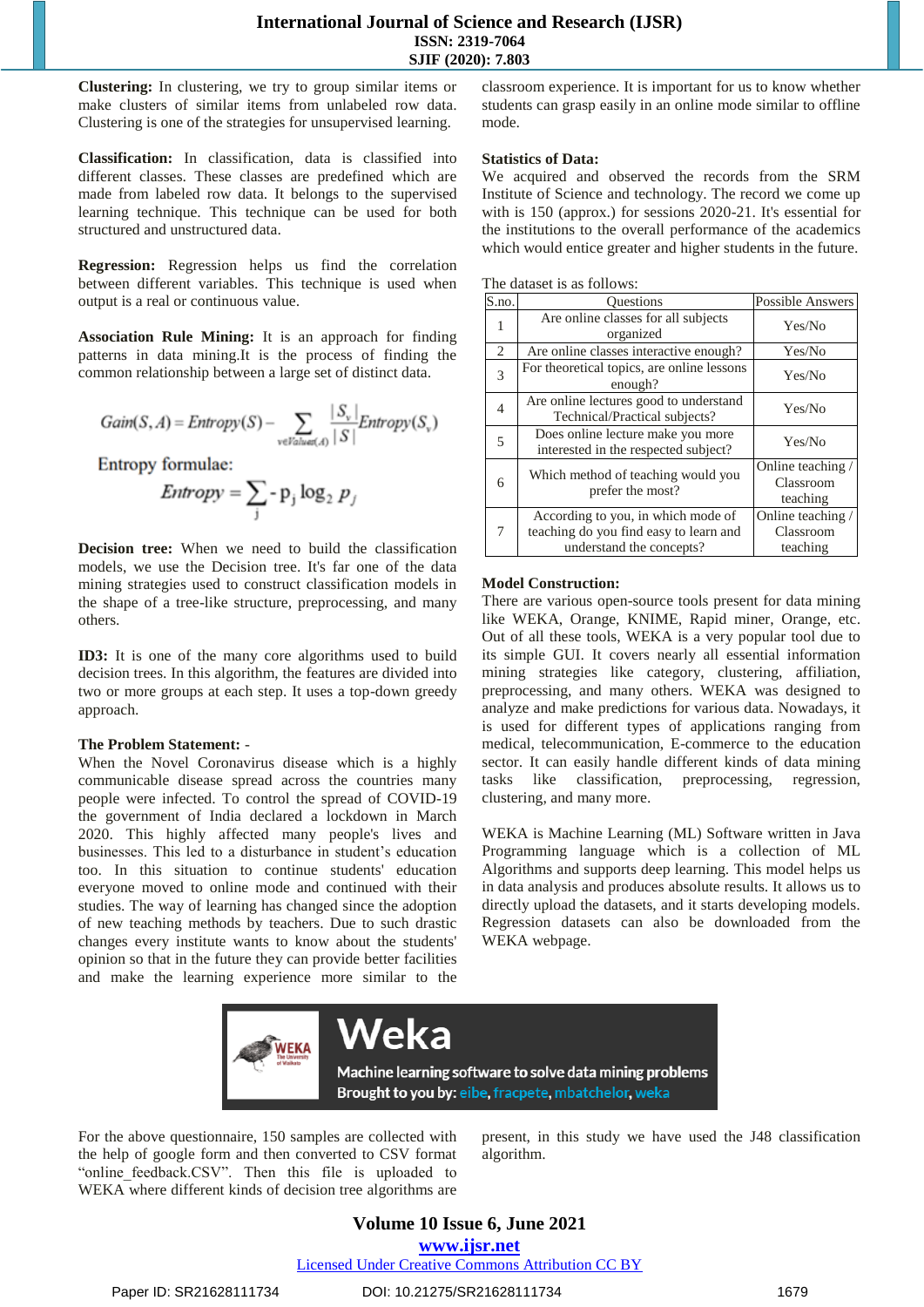**Clustering:** In clustering, we try to group similar items or make clusters of similar items from unlabeled row data. Clustering is one of the strategies for unsupervised learning.

**Classification:** In classification, data is classified into different classes. These classes are predefined which are made from labeled row data. It belongs to the supervised learning technique. This technique can be used for both structured and unstructured data.

**Regression:** Regression helps us find the correlation between different variables. This technique is used when output is a real or continuous value.

**Association Rule Mining:** It is an approach for finding patterns in data mining.It is the process of finding the common relationship between a large set of distinct data.

$$Gain(S, A) = Entropy(S) - \sum_{v \in Values(A)} \frac{|S_v|}{|S|} Entropy(S_v)$$

Entropy formulae:

$$Entropy = \sum_j - p_j \log_2 p_j$$

**Decision tree:** When we need to build the classification models, we use the Decision tree. It's far one of the data mining strategies used to construct classification models in the shape of a tree-like structure, preprocessing, and many others.

**ID3:** It is one of the many core algorithms used to build decision trees. In this algorithm, the features are divided into two or more groups at each step. It uses a top-down greedy approach.

**The Problem Statement: -**

When the Novel Coronavirus disease which is a highly communicable disease spread across the countries many people were infected. To control the spread of COVID-19 the government of India declared a lockdown in March 2020. This highly affected many people's lives and businesses. This led to a disturbance in student's education too. In this situation to continue students' education everyone moved to online mode and continued with their studies. The way of learning has changed since the adoption of new teaching methods by teachers. Due to such drastic changes every institute wants to know about the students' opinion so that in the future they can provide better facilities and make the learning experience more similar to the classroom experience. It is important for us to know whether students can grasp easily in an online mode similar to offline mode.

**Statistics of Data:**

We acquired and observed the records from the SRM Institute of Science and technology. The record we come up with is 150 (approx.) for sessions 2020-21. It's essential for the institutions to the overall performance of the academics which would entice greater and higher students in the future.

The dataset is as follows:

| S.no. | Questions | Possible Answers |
|---|---|---|
| 1 | Are online classes for all subjects organized | Yes/No |
| 2 | Are online classes interactive enough? | Yes/No |
| 3 | For theoretical topics, are online lessons enough? | Yes/No |
| 4 | Are online lectures good to understand Technical/Practical subjects? | Yes/No |
| 5 | Does online lecture make you more interested in the respected subject? | Yes/No |
| 6 | Which method of teaching would you prefer the most? | Online teaching / Classroom teaching |
| 7 | According to you, in which mode of teaching do you find easy to learn and understand the concepts? | Online teaching / Classroom teaching |

**Model Construction:**

There are various open-source tools present for data mining like WEKA, Orange, KNIME, Rapid miner, Orange, etc. Out of all these tools, WEKA is a very popular tool due to its simple GUI. It covers nearly all essential information mining strategies like category, clustering, affiliation, preprocessing, and many others. WEKA was designed to analyze and make predictions for various data. Nowadays, it is used for different types of applications ranging from medical, telecommunication, E-commerce to the education sector. It can easily handle different kinds of data mining tasks like classification, preprocessing, regression, clustering, and many more.

WEKA is Machine Learning (ML) Software written in Java Programming language which is a collection of ML Algorithms and supports deep learning. This model helps us in data analysis and produces absolute results. It allows us to directly upload the datasets, and it starts developing models. Regression datasets can also be downloaded from the WEKA webpage.

Weka

Machine learning software to solve data mining problems

Brought to you by: eibe, fracpete, mbatchelor, weka

For the above questionnaire, 150 samples are collected with the help of google form and then converted to CSV format "online_feedback.CSV". Then this file is uploaded to WEKA where different kinds of decision tree algorithms are present, in this study we have used the J48 classification algorithm.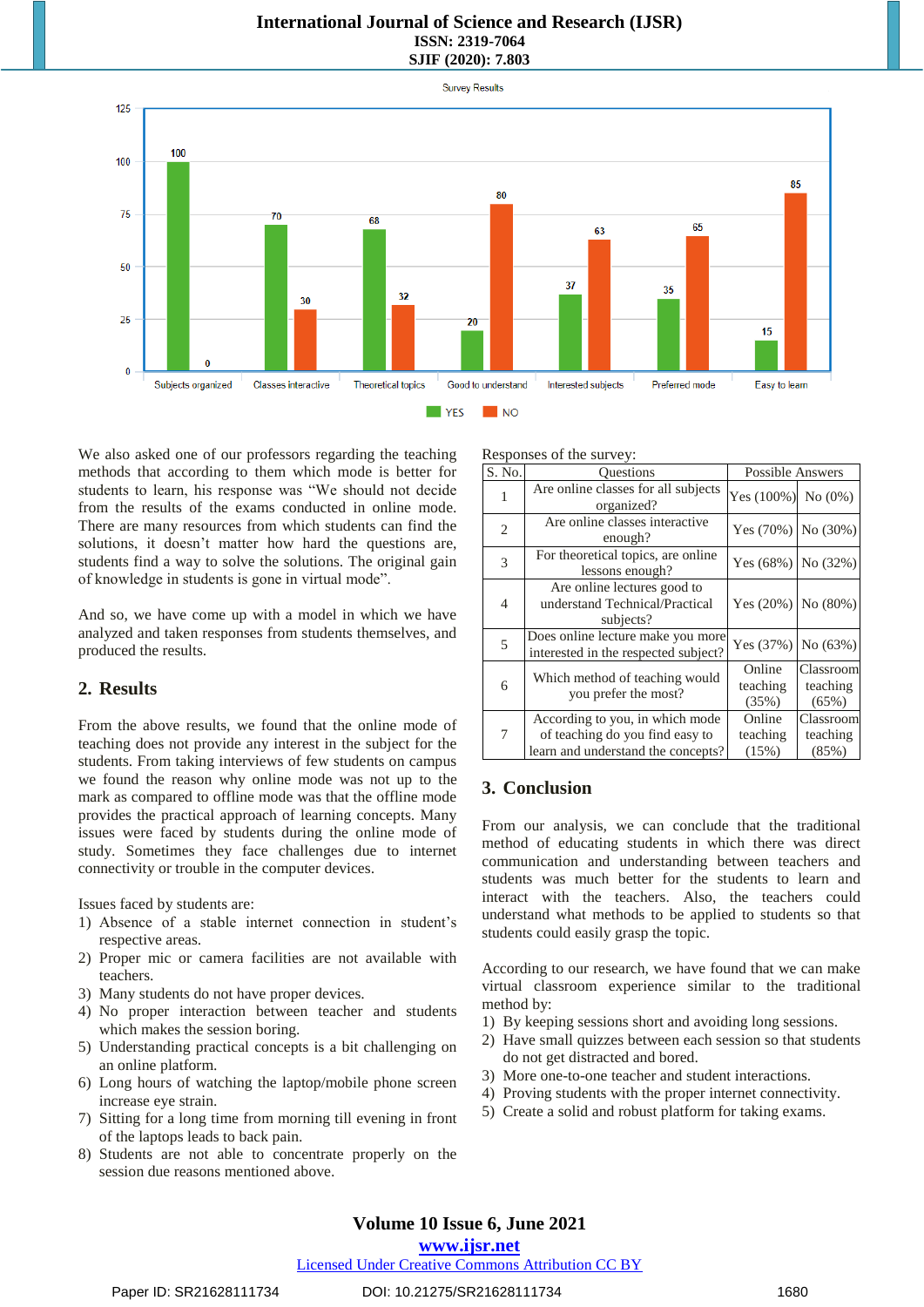We also asked one of our professors regarding the teaching methods that according to them which mode is better for students to learn, his response was "We should not decide from the results of the exams conducted in online mode. There are many resources from which students can find the solutions, it doesn't matter how hard the questions are, students find a way to solve the solutions. The original gain of knowledge in students is gone in virtual mode".

And so, we have come up with a model in which we have analyzed and taken responses from students themselves, and produced the results.

## 2. Results

From the above results, we found that the online mode of teaching does not provide any interest in the subject for the students. From taking interviews of few students on campus we found the reason why online mode was not up to the mark as compared to offline mode was that the offline mode provides the practical approach of learning concepts. Many issues were faced by students during the online mode of study. Sometimes they face challenges due to internet connectivity or trouble in the computer devices.

Issues faced by students are:

1) Absence of a stable internet connection in student's respective areas.
2) Proper mic or camera facilities are not available with teachers.
3) Many students do not have proper devices.
4) No proper interaction between teacher and students which makes the session boring.
5) Understanding practical concepts is a bit challenging on an online platform.
6) Long hours of watching the laptop/mobile phone screen increase eye strain.
7) Sitting for a long time from morning till evening in front of the laptops leads to back pain.
8) Students are not able to concentrate properly on the session due reasons mentioned above.

Responses of the survey:

| S. No. | Questions | Possible Answers | |
|---|---|---|---|
| 1 | Are online classes for all subjects organized? | Yes (100%) | No (0%) |
| 2 | Are online classes interactive enough? | Yes (70%) | No (30%) |
| 3 | For theoretical topics, are online lessons enough? | Yes (68%) | No (32%) |
| 4 | Are online lectures good to understand Technical/Practical subjects? | Yes (20%) | No (80%) |
| 5 | Does online lecture make you more interested in the respected subject? | Yes (37%) | No (63%) |
| 6 | Which method of teaching would you prefer the most? | Online teaching (35%) | Classroom teaching (65%) |
| 7 | According to you, in which mode of teaching do you find easy to learn and understand the concepts? | Online teaching (15%) | Classroom teaching (85%) |

## 3. Conclusion

From our analysis, we can conclude that the traditional method of educating students in which there was direct communication and understanding between teachers and students was much better for the students to learn and interact with the teachers. Also, the teachers could understand what methods to be applied to students so that students could easily grasp the topic.

According to our research, we have found that we can make virtual classroom experience similar to the traditional method by:

1) By keeping sessions short and avoiding long sessions.
2) Have small quizzes between each session so that students do not get distracted and bored.
3) More one-to-one teacher and student interactions.
4) Proving students with the proper internet connectivity.
5) Create a solid and robust platform for taking exams.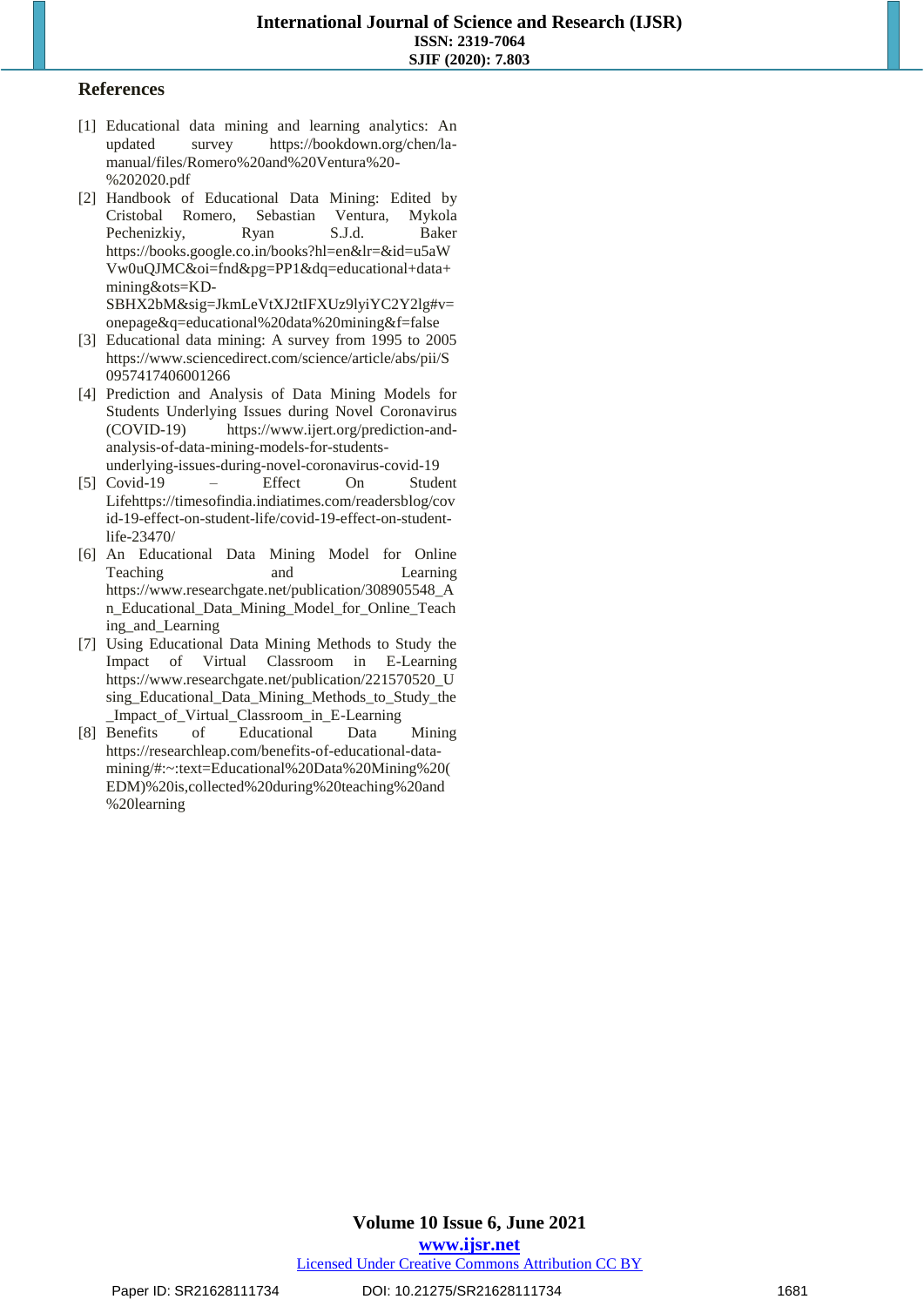## References

[1] Educational data mining and learning analytics: An updated survey https://bookdown.org/chen/la-manual/files/Romero%20and%20Ventura%20-%202020.pdf

[2] Handbook of Educational Data Mining: Edited by Cristobal Romero, Sebastian Ventura, Mykola Pechenizkiy, Ryan S.J.d. Baker https://books.google.co.in/books?hl=en&lr=&id=u5aWVw0uQJMC&oi=fnd&pg=PP1&dq=educational+data+mining&ots=KD-SBHX2bM&sig=JkmLeVtXJ2tIFXUz9lyiYC2Y2lg#v=onepage&q=educational%20data%20mining&f=false

[3] Educational data mining: A survey from 1995 to 2005 https://www.sciencedirect.com/science/article/abs/pii/S0957417406001266

[4] Prediction and Analysis of Data Mining Models for Students Underlying Issues during Novel Coronavirus (COVID-19) https://www.ijert.org/prediction-and-analysis-of-data-mining-models-for-students-underlying-issues-during-novel-coronavirus-covid-19

[5] Covid-19 – Effect On Student Lifehttps://timesofindia.indiatimes.com/readersblog/covid-19-effect-on-student-life/covid-19-effect-on-student-life-23470/

[6] An Educational Data Mining Model for Online Teaching and Learning https://www.researchgate.net/publication/308905548_An_Educational_Data_Mining_Model_for_Online_Teaching_and_Learning

[7] Using Educational Data Mining Methods to Study the Impact of Virtual Classroom in E-Learning https://www.researchgate.net/publication/221570520_Using_Educational_Data_Mining_Methods_to_Study_the_Impact_of_Virtual_Classroom_in_E-Learning

[8] Benefits of Educational Data Mining https://researchleap.com/benefits-of-educational-data-mining/#:~:text=Educational%20Data%20Mining%20(EDM)%20is,collected%20during%20teaching%20and%20learning